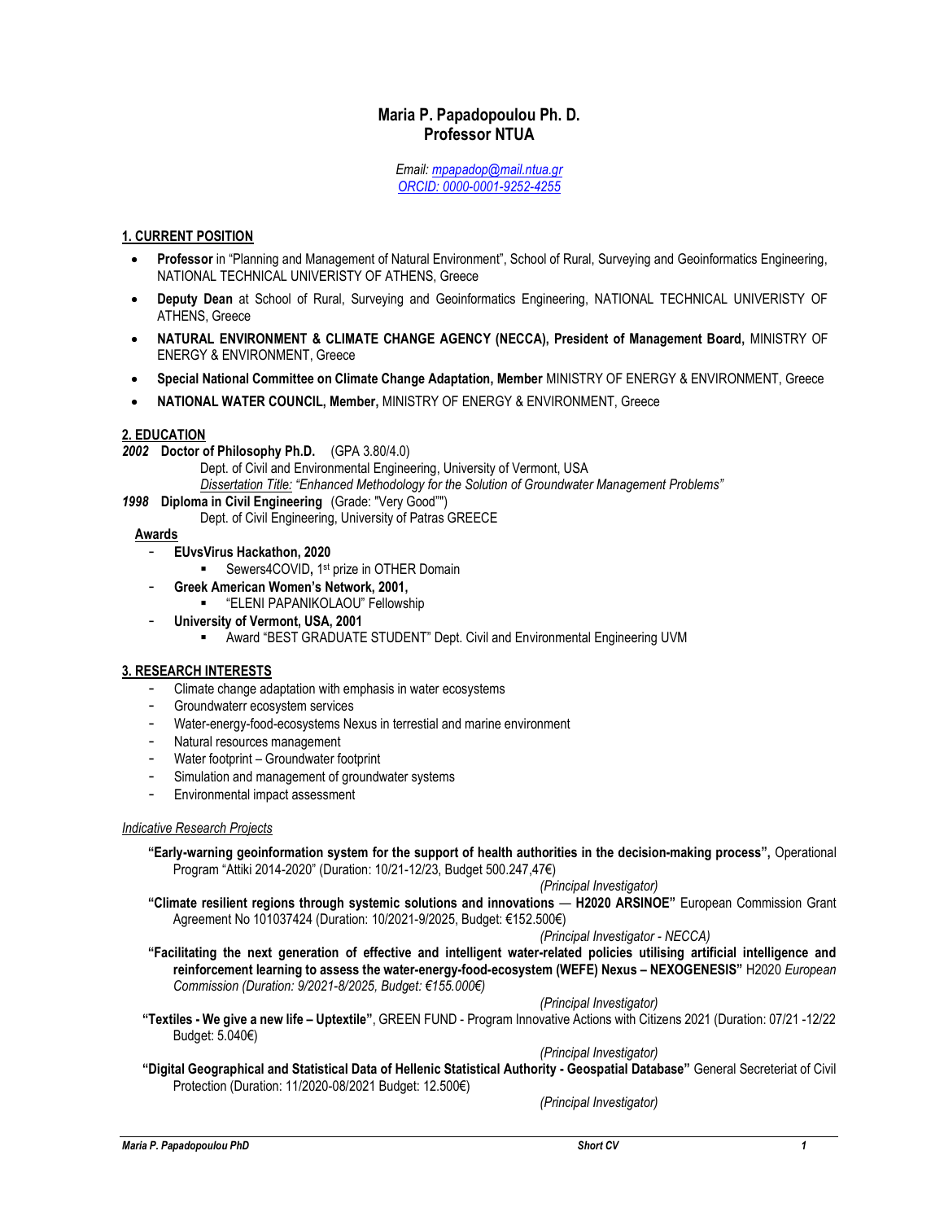# Maria P. Papadopoulou Ph. D.
# Professor NTUA

*Email: mpapadop@mail.ntua.gr*
*ORCID: 0000-0001-9252-4255*

## 1. CURRENT POSITION

- **Professor** in "Planning and Management of Natural Environment", School of Rural, Surveying and Geoinformatics Engineering, NATIONAL TECHNICAL UNIVERISTY OF ATHENS, Greece
- **Deputy Dean** at School of Rural, Surveying and Geoinformatics Engineering, NATIONAL TECHNICAL UNIVERISTY OF ATHENS, Greece
- **NATURAL ENVIRONMENT & CLIMATE CHANGE AGENCY (NECCA), President of Management Board,** MINISTRY OF ENERGY & ENVIRONMENT, Greece
- **Special National Committee on Climate Change Adaptation, Member** MINISTRY OF ENERGY & ENVIRONMENT, Greece
- **NATIONAL WATER COUNCIL, Member,** MINISTRY OF ENERGY & ENVIRONMENT, Greece

## 2. EDUCATION

***2002*** **Doctor of Philosophy Ph.D.** (GPA 3.80/4.0)
Dept. of Civil and Environmental Engineering, University of Vermont, USA
Dissertation Title: *"Enhanced Methodology for the Solution of Groundwater Management Problems"*

***1998*** **Diploma in Civil Engineering** (Grade: "Very Good"")
Dept. of Civil Engineering, University of Patras GREECE

### Awards

- **EUvsVirus Hackathon, 2020**
  - Sewers4COVID, 1st prize in OTHER Domain
- **Greek American Women's Network, 2001,**
  - "ELENI PAPANIKOLAOU" Fellowship
- **University of Vermont, USA, 2001**
  - Award "BEST GRADUATE STUDENT" Dept. Civil and Environmental Engineering UVM

## 3. RESEARCH INTERESTS

- Climate change adaptation with emphasis in water ecosystems
- Groundwaterr ecosystem services
- Water-energy-food-ecosystems Nexus in terrestial and marine environment
- Natural resources management
- Water footprint – Groundwater footprint
- Simulation and management of groundwater systems
- Environmental impact assessment

*Indicative Research Projects*

**"Early-warning geoinformation system for the support of health authorities in the decision-making process",** Operational Program "Attiki 2014-2020" (Duration: 10/21-12/23, Budget 500.247,47€)
*(Principal Investigator)*

**"Climate resilient regions through systemic solutions and innovations — H2020 ARSINOE"** European Commission Grant Agreement No 101037424 (Duration: 10/2021-9/2025, Budget: €152.500€)
*(Principal Investigator - NECCA)*

**"Facilitating the next generation of effective and intelligent water-related policies utilising artificial intelligence and reinforcement learning to assess the water-energy-food-ecosystem (WEFE) Nexus – NEXOGENESIS"** H2020 *European Commission (Duration: 9/2021-8/2025, Budget: €155.000€)*
*(Principal Investigator)*

**"Textiles - We give a new life – Uptextile"**, GREEN FUND - Program Innovative Actions with Citizens 2021 (Duration: 07/21 -12/22 Budget: 5.040€)
*(Principal Investigator)*

**"Digital Geographical and Statistical Data of Hellenic Statistical Authority - Geospatial Database"** General Secreterait of Civil Protection (Duration: 11/2020-08/2021 Budget: 12.500€)
*(Principal Investigator)*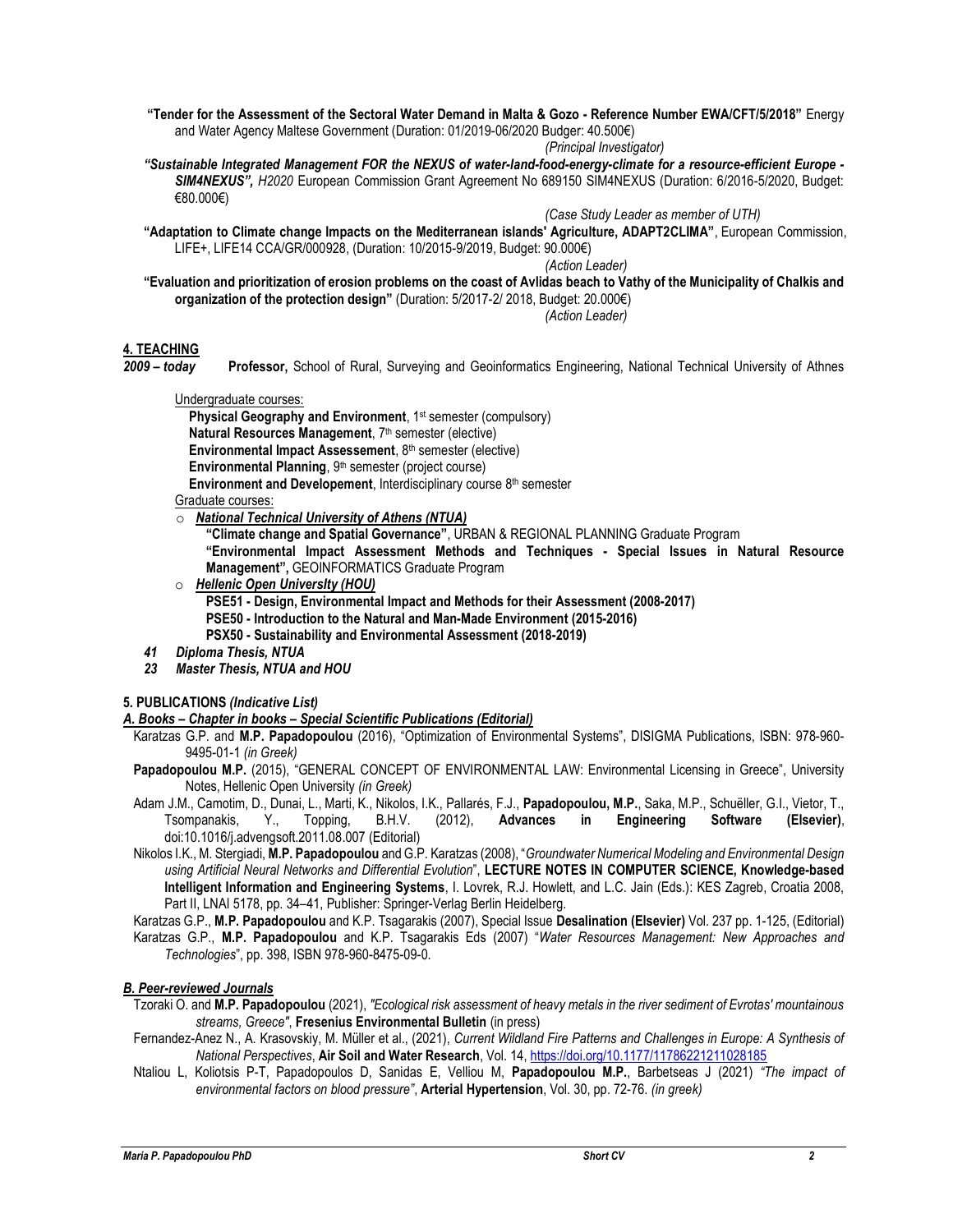**"Tender for the Assessment of the Sectoral Water Demand in Malta & Gozo - Reference Number EWA/CFT/5/2018"** Energy and Water Agency Maltese Government (Duration: 01/2019-06/2020 Budger: 40.500€)

*(Principal Investigator)*

***"Sustainable Integrated Management FOR the NEXUS of water-land-food-energy-climate for a resource-efficient Europe - SIM4NEXUS",*** *H2020* European Commission Grant Agreement No 689150 SIM4NEXUS (Duration: 6/2016-5/2020, Budget: €80.000€)

*(Case Study Leader as member of UTH)*

**"Adaptation to Climate change Impacts on the Mediterranean islands' Agriculture, ADAPT2CLIMA"**, European Commission, LIFE+, LIFE14 CCA/GR/000928, (Duration: 10/2015-9/2019, Budget: 90.000€)

*(Action Leader)*

**"Evaluation and prioritization of erosion problems on the coast of Avlidas beach to Vathy of the Municipality of Chalkis and organization of the protection design"** (Duration: 5/2017-2/ 2018, Budget: 20.000€)

*(Action Leader)*

## 4. TEACHING

***2009 – today*** **Professor,** School of Rural, Surveying and Geoinformatics Engineering, National Technical University of Athnes

Undergraduate courses:

- **Physical Geography and Environment**, 1st semester (compulsory)
- **Natural Resources Management**, 7th semester (elective)
- **Environmental Impact Assessement**, 8th semester (elective)
- **Environmental Planning**, 9th semester (project course)
- **Environment and Developement**, Interdisciplinary course 8th semester

Graduate courses:

- ***National Technical University of Athens (NTUA)***
  - **"Climate change and Spatial Governance"**, URBAN & REGIONAL PLANNING Graduate Program
  - **"Environmental Impact Assessment Methods and Techniques - Special Issues in Natural Resource Management",** GEOINFORMATICS Graduate Program
- ***Hellenic Open Universlty (HOU)***
  - **PSE51 - Design, Environmental Impact and Methods for their Assessment (2008-2017)**
  - **PSE50 - Introduction to the Natural and Man-Made Environment (2015-2016)**
  - **PSX50 - Sustainability and Environmental Assessment (2018-2019)**

***41 Diploma Thesis, NTUA***

***23 Master Thesis, NTUA and HOU***

## 5. PUBLICATIONS *(Indicative List)*

### *A. Books – Chapter in books – Special Scientific Publications (Editorial)*

Karatzas G.P. and **M.P. Papadopoulou** (2016), "Optimization of Environmental Systems", DISIGMA Publications, ISBN: 978-960-9495-01-1 *(in Greek)*

**Papadopoulou M.P.** (2015), "GENERAL CONCEPT OF ENVIRONMENTAL LAW: Environmental Licensing in Greece", University Notes, Hellenic Open University *(in Greek)*

Adam J.M., Camotim, D., Dunai, L., Marti, K., Nikolos, I.K., Pallarés, F.J., **Papadopoulou, M.P.**, Saka, M.P., Schuëller, G.I., Vietor, T., Tsompanakis, Y., Topping, B.H.V. (2012), **Advances in Engineering Software (Elsevier)**, doi:10.1016/j.advengsoft.2011.08.007 (Editorial)

Nikolos I.K., M. Stergiadi, **M.P. Papadopoulou** and G.P. Karatzas (2008), "*Groundwater Numerical Modeling and Environmental Design using Artificial Neural Networks and Differential Evolution*", **LECTURE NOTES IN COMPUTER SCIENCE, Knowledge-based Intelligent Information and Engineering Systems**, I. Lovrek, R.J. Howlett, and L.C. Jain (Eds.): KES Zagreb, Croatia 2008, Part II, LNAI 5178, pp. 34–41, Publisher: Springer-Verlag Berlin Heidelberg.

Karatzas G.P., **M.P. Papadopoulou** and K.P. Tsagarakis (2007), Special Issue **Desalination (Elsevier)** Vol. 237 pp. 1-125, (Editorial)

Karatzas G.P., **M.P. Papadopoulou** and K.P. Tsagarakis Eds (2007) "*Water Resources Management: New Approaches and Technologies*", pp. 398, ISBN 978-960-8475-09-0.

### *B. Peer-reviewed Journals*

Tzoraki O. and **M.P. Papadopoulou** (2021), *"Ecological risk assessment of heavy metals in the river sediment of Evrotas' mountainous streams, Greece"*, **Fresenius Environmental Bulletin** (in press)

Fernandez-Anez N., A. Krasovskiy, M. Müller et al., (2021), *Current Wildland Fire Patterns and Challenges in Europe: A Synthesis of National Perspectives*, **Air Soil and Water Research**, Vol. 14, https://doi.org/10.1177/11786221211028185

Ntaliou L, Koliotsis P-T, Papadopoulos D, Sanidas E, Velliou M, **Papadopoulou M.P.**, Barbetseas J (2021) *"The impact of environmental factors on blood pressure"*, **Arterial Hypertension**, Vol. 30, pp. 72-76. *(in greek)*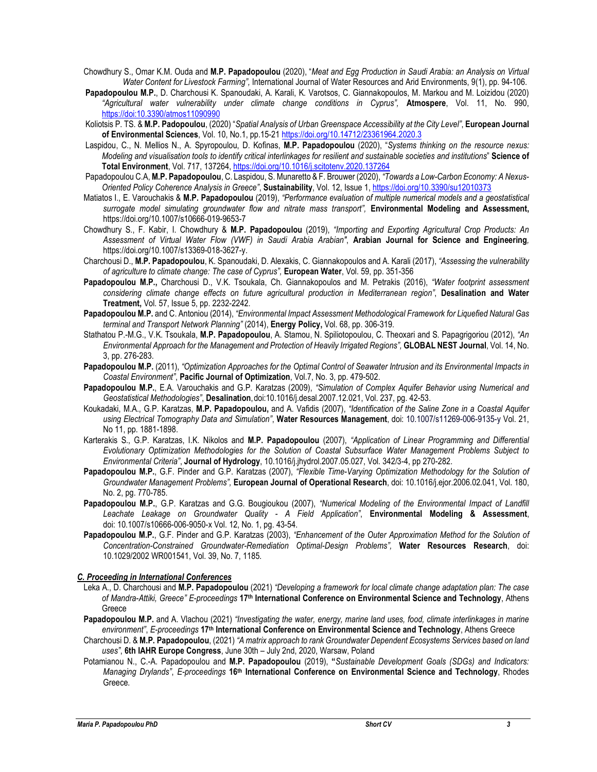Chowdhury S., Omar K.M. Ouda and **M.P. Papadopoulou** (2020), "*Meat and Egg Production in Saudi Arabia: an Analysis on Virtual Water Content for Livestock Farming"*, International Journal of Water Resources and Arid Environments, 9(1), pp. 94-106.

**Papadopoulou M.P.**, D. Charchousi K. Spanoudaki, A. Karali, K. Varotsos, C. Giannakopoulos, M. Markou and M. Loizidou (2020) *"Agricultural water vulnerability under climate change conditions in Cyprus",* **Atmospere**, Vol. 11, No. 990, https://doi:10.3390/atmos11090990

Koliotsis P. TS. & **M.P. Padopoulou**, (2020) "*Spatial Analysis of Urban Greenspace Accessibility at the City Level"*, **European Journal of Environmental Sciences**, Vol. 10, No.1, pp.15-21 https://doi.org/10.14712/23361964.2020.3

Laspidou, C., N. Mellios N., A. Spyropoulou, D. Kofinas, **M.P. Papadopoulou** (2020), "*Systems thinking on the resource nexus: Modeling and visualisation tools to identify critical interlinkages for resilient and sustainable societies and institutions*" **Science of Total Environment**, Vol. 717, 137264, https://doi.org/10.1016/j.scitotenv.2020.137264

Papadopoulou C.A, **M.P. Papadopoulou**, C. Laspidou, S. Munaretto & F. Brouwer (2020), *"Towards a Low-Carbon Economy: A Nexus-Oriented Policy Coherence Analysis in Greece"*, **Sustainability**, Vol. 12, Issue 1, https://doi.org/10.3390/su12010373

Matiatos I., E. Varouchakis & **M.P. Papadopoulou** (2019), *"Performance evaluation of multiple numerical models and a geostatistical surrogate model simulating groundwater flow and nitrate mass transport",* **Environmental Modeling and Assessment,** https://doi.org/10.1007/s10666-019-9653-7

Chowdhury S., F. Kabir, I. Chowdhury & **M.P. Papadopoulou** (2019), *"Importing and Exporting Agricultural Crop Products: An Assessment of Virtual Water Flow (VWF) in Saudi Arabia Arabian"*, **Arabian Journal for Science and Engineering***,* https://doi.org/10.1007/s13369-018-3627-y.

Charchousi D., **M.P. Papadopoulou**, K. Spanoudaki, D. Alexakis, C. Giannakopoulos and A. Karali (2017), *"Assessing the vulnerability of agriculture to climate change: The case of Cyprus",* **European Water**, Vol. 59, pp. 351-356

**Papadopoulou M.P.,** Charchousi D., V.K. Tsoukala, Ch. Giannakopoulos and M. Petrakis (2016), *"Water footprint assessment considering climate change effects on future agricultural production in Mediterranean region"*, **Desalination and Water Treatment,** Vol. 57, Issue 5, pp. 2232-2242.

**Papadopoulou M.P.** and C. Antoniou (2014), *"Environmental Impact Assessment Methodological Framework for Liquefied Natural Gas terminal and Transport Network Planning"* (2014), **Energy Policy,** Vol. 68, pp. 306-319.

Stathatou P.-M.G., V.K. Tsoukala, **M.P. Papadopoulou**, A. Stamou, N. Spiliotopoulou, C. Theoxari and S. Papagrigoriou (2012), *"An Environmental Approach for the Management and Protection of Heavily Irrigated Regions",* **GLOBAL NEST Journal**, Vol. 14, No. 3, pp. 276-283.

**Papadopoulou M.P.** (2011), *"Optimization Approaches for the Optimal Control of Seawater Intrusion and its Environmental Impacts in Coastal Environment"*, **Pacific Journal of Optimization**, Vol.7, No. 3, pp. 479-502.

**Papadopoulou M.P.**, E.A. Varouchakis and G.P. Karatzas (2009), *"Simulation of Complex Aquifer Behavior using Numerical and Geostatistical Methodologies"*, **Desalination**, doi:10.1016/j.desal.2007.12.021, Vol. 237, pg. 42-53.

Koukadaki, M.A., G.P. Karatzas, **M.P. Papadopoulou,** and A. Vafidis (2007), *"Identification of the Saline Zone in a Coastal Aquifer using Electrical Tomography Data and Simulation"*, **Water Resources Management**, doi: 10.1007/s11269-006-9135-y Vol. 21, No 11, pp. 1881-1898.

Karterakis S., G.P. Karatzas, I.K. Nikolos and **M.P. Papadopoulou** (2007), *"Application of Linear Programming and Differential Evolutionary Optimization Methodologies for the Solution of Coastal Subsurface Water Management Problems Subject to Environmental Criteria"*, **Journal of Hydrology**, 10.1016/j.jhydrol.2007.05.027, Vol. 342/3-4, pp 270-282.

**Papadopoulou M.P.**, G.F. Pinder and G.P. Karatzas (2007), *"Flexible Time-Varying Optimization Methodology for the Solution of Groundwater Management Problems",* **European Journal of Operational Research**, doi: 10.1016/j.ejor.2006.02.041, Vol. 180, No. 2, pg. 770-785.

**Papadopoulou M.P.**, G.P. Karatzas and G.G. Bougioukou (2007), *"Numerical Modeling of the Environmental Impact of Landfill Leachate Leakage on Groundwater Quality - A Field Application"*, **Environmental Modeling & Assessment**, doi: 10.1007/s10666-006-9050-x Vol. 12, No. 1, pg. 43-54.

**Papadopoulou M.P.**, G.F. Pinder and G.P. Karatzas (2003), *"Enhancement of the Outer Approximation Method for the Solution of Concentration-Constrained Groundwater-Remediation Optimal-Design Problems",* **Water Resources Research**, doi: 10.1029/2002 WR001541, Vol. 39, No. 7, 1185.

### *C. Proceeding in International Conferences*

Leka A., D. Charchousi and **M.P. Papadopoulou** (2021) *"Developing a framework for local climate change adaptation plan: The case of Mandra-Attiki, Greece" E-proceedings* **17th International Conference on Environmental Science and Technology**, Athens Greece

**Papadopoulou M.P.** and A. Vlachou (2021) *"Investigating the water, energy, marine land uses, food, climate interlinkages in marine environment"*, *E-proceedings* **17th International Conference on Environmental Science and Technology**, Athens Greece

Charchousi D. & **M.P. Papadopoulou**, (2021) *"A matrix approach to rank Groundwater Dependent Ecosystems Services based on land uses"*, **6th IAHR Europe Congress**, June 30th – July 2nd, 2020, Warsaw, Poland

Potamianou N., C.-A. Papadopoulou and **M.P. Papadopoulou** (2019), **"***Sustainable Development Goals (SDGs) and Indicators: Managing Drylands"*, *E-proceedings* **16th International Conference on Environmental Science and Technology**, Rhodes Greece.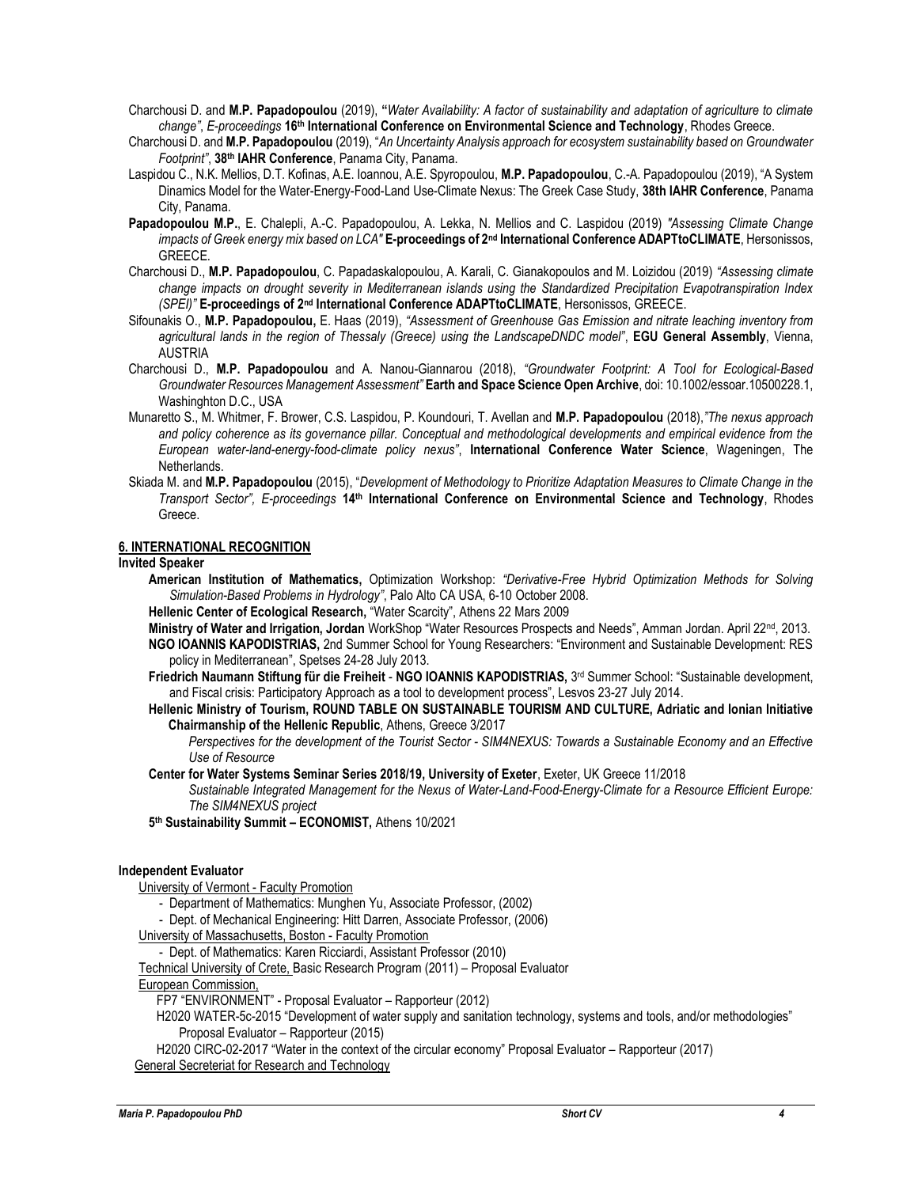Charchousi D. and **M.P. Papadopoulou** (2019), **"***Water Availability: A factor of sustainability and adaptation of agriculture to climate change"*, *E-proceedings* **16th International Conference on Environmental Science and Technology**, Rhodes Greece.

Charchousi D. and **M.P. Papadopoulou** (2019), "*An Uncertainty Analysis approach for ecosystem sustainability based on Groundwater Footprint"*, **38th IAHR Conference**, Panama City, Panama.

Laspidou C., N.K. Mellios, D.T. Kofinas, A.E. Ioannou, A.E. Spyropoulou, **M.P. Papadopoulou**, C.-A. Papadopoulou (2019), "A System Dinamics Model for the Water-Energy-Food-Land Use-Climate Nexus: The Greek Case Study, **38th IAHR Conference**, Panama City, Panama.

**Papadopoulou M.P.**, E. Chalepli, A.-C. Papadopoulou, A. Lekka, N. Mellios and C. Laspidou (2019) *"Assessing Climate Change impacts of Greek energy mix based on LCA"* **E-proceedings of 2nd International Conference ADAPTtoCLIMATE**, Hersonissos, GREECE.

Charchousi D., **M.P. Papadopoulou**, C. Papadaskalopoulou, A. Karali, C. Gianakopoulos and M. Loizidou (2019) *"Assessing climate change impacts on drought severity in Mediterranean islands using the Standardized Precipitation Evapotranspiration Index (SPEI)"* **E-proceedings of 2nd International Conference ADAPTtoCLIMATE**, Hersonissos, GREECE.

Sifounakis O., **M.P. Papadopoulou,** E. Haas (2019), *"Assessment of Greenhouse Gas Emission and nitrate leaching inventory from agricultural lands in the region of Thessaly (Greece) using the LandscapeDNDC model"*, **EGU General Assembly**, Vienna, AUSTRIA

Charchousi D., **M.P. Papadopoulou** and A. Nanou-Giannarou (2018), *"Groundwater Footprint: A Tool for Ecological-Based Groundwater Resources Management Assessment"* **Earth and Space Science Open Archive**, doi: 10.1002/essoar.10500228.1, Washinghton D.C., USA

Munaretto S., M. Whitmer, F. Brower, C.S. Laspidou, P. Koundouri, T. Avellan and **M.P. Papadopoulou** (2018),*"The nexus approach and policy coherence as its governance pillar. Conceptual and methodological developments and empirical evidence from the European water-land-energy-food-climate policy nexus"*, **International Conference Water Science**, Wageningen, The Netherlands.

Skiada M. and **M.P. Papadopoulou** (2015), "*Development of Methodology to Prioritize Adaptation Measures to Climate Change in the Transport Sector", E-proceedings* **14th International Conference on Environmental Science and Technology**, Rhodes Greece.

## 6. INTERNATIONAL RECOGNITION

### Invited Speaker

- **American Institution of Mathematics,** Optimization Workshop: *"Derivative-Free Hybrid Optimization Methods for Solving Simulation-Based Problems in Hydrology"*, Palo Alto CA USA, 6-10 October 2008.
- **Hellenic Center of Ecological Research,** "Water Scarcity", Athens 22 Mars 2009
- **Ministry of Water and Irrigation, Jordan** WorkShop "Water Resources Prospects and Needs", Amman Jordan. April 22nd, 2013.
- **NGO IOANNIS KAPODISTRIAS,** 2nd Summer School for Young Researchers: "Environment and Sustainable Development: RES policy in Mediterranean", Spetses 24-28 July 2013.
- **Friedrich Naumann Stiftung für die Freiheit** - **NGO IOANNIS KAPODISTRIAS,** 3rd Summer School: "Sustainable development, and Fiscal crisis: Participatory Approach as a tool to development process", Lesvos 23-27 July 2014.
- **Hellenic Ministry of Tourism, ROUND TABLE ON SUSTAINABLE TOURISM AND CULTURE, Adriatic and Ionian Initiative Chairmanship of the Hellenic Republic**, Athens, Greece 3/2017
  *Perspectives for the development of the Tourist Sector - SIM4NEXUS: Towards a Sustainable Economy and an Effective Use of Resource*
- **Center for Water Systems Seminar Series 2018/19, University of Exeter**, Exeter, UK Greece 11/2018
  *Sustainable Integrated Management for the Nexus of Water-Land-Food-Energy-Climate for a Resource Efficient Europe: The SIM4NEXUS project*
- **5th Sustainability Summit – ECONOMIST,** Athens 10/2021

### Independent Evaluator

University of Vermont - Faculty Promotion
- Department of Mathematics: Munghen Yu, Associate Professor, (2002)
- Dept. of Mechanical Engineering: Hitt Darren, Associate Professor, (2006)

University of Massachusetts, Boston - Faculty Promotion
- Dept. of Mathematics: Karen Ricciardi, Assistant Professor (2010)

Technical University of Crete, Basic Research Program (2011) – Proposal Evaluator

European Commission,
- FP7 "ENVIRONMENT" - Proposal Evaluator – Rapporteur (2012)
- H2020 WATER-5c-2015 "Development of water supply and sanitation technology, systems and tools, and/or methodologies" Proposal Evaluator – Rapporteur (2015)
- H2020 CIRC-02-2017 "Water in the context of the circular economy" Proposal Evaluator – Rapporteur (2017)

General Secreteriat for Research and Technology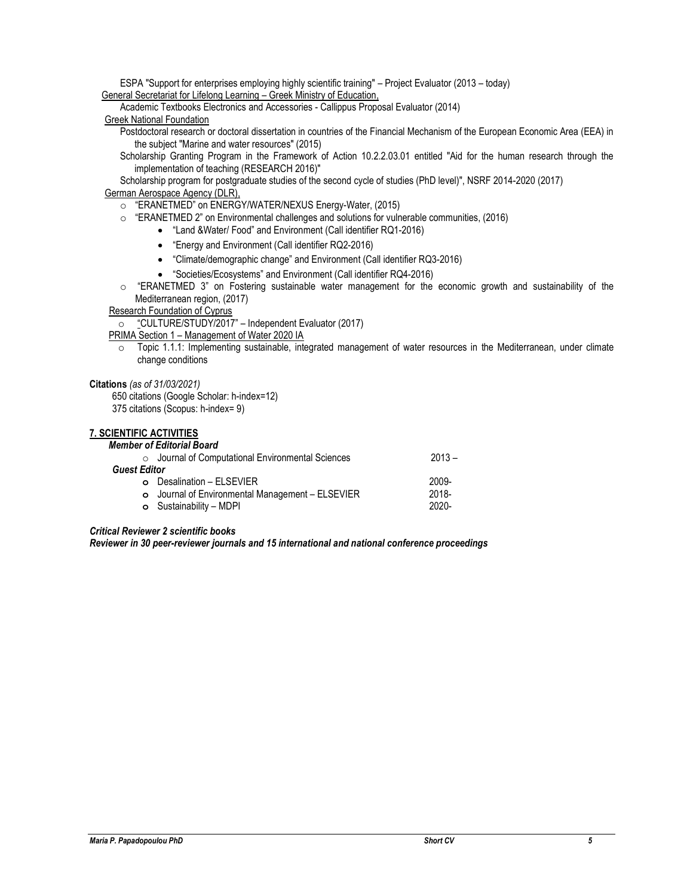ESPA "Support for enterprises employing highly scientific training" – Project Evaluator (2013 – today)

General Secretariat for Lifelong Learning – Greek Ministry of Education,

Academic Textbooks Electronics and Accessories - Callippus Proposal Evaluator (2014)

Greek National Foundation

Postdoctoral research or doctoral dissertation in countries of the Financial Mechanism of the European Economic Area (EEA) in the subject "Marine and water resources" (2015)

Scholarship Granting Program in the Framework of Action 10.2.2.03.01 entitled "Aid for the human research through the implementation of teaching (RESEARCH 2016)"

Scholarship program for postgraduate studies of the second cycle of studies (PhD level)", NSRF 2014-2020 (2017)

German Aerospace Agency (DLR),

- "ERANETMED" on ENERGY/WATER/NEXUS Energy-Water, (2015)
- "ERANETMED 2" on Environmental challenges and solutions for vulnerable communities, (2016)
  - "Land &Water/ Food" and Environment (Call identifier RQ1-2016)
  - "Energy and Environment (Call identifier RQ2-2016)
  - "Climate/demographic change" and Environment (Call identifier RQ3-2016)
  - "Societies/Ecosystems" and Environment (Call identifier RQ4-2016)
- "ERANETMED 3" on Fostering sustainable water management for the economic growth and sustainability of the Mediterranean region, (2017)

Research Foundation of Cyprus

- "CULTURE/STUDY/2017" – Independent Evaluator (2017)

PRIMA Section 1 – Management of Water 2020 IA

- Topic 1.1.1: Implementing sustainable, integrated management of water resources in the Mediterranean, under climate change conditions

**Citations** *(as of 31/03/2021)*

650 citations (Google Scholar: h-index=12)

375 citations (Scopus: h-index= 9)

## 7. SCIENTIFIC ACTIVITIES

***Member of Editorial Board***

- Journal of Computational Environmental Sciences — 2013 –

***Guest Editor***

- Desalination – ELSEVIER — 2009-
- Journal of Environmental Management – ELSEVIER — 2018-
- Sustainability – MDPI — 2020-

***Critical Reviewer 2 scientific books***

***Reviewer in 30 peer-reviewer journals and 15 international and national conference proceedings***